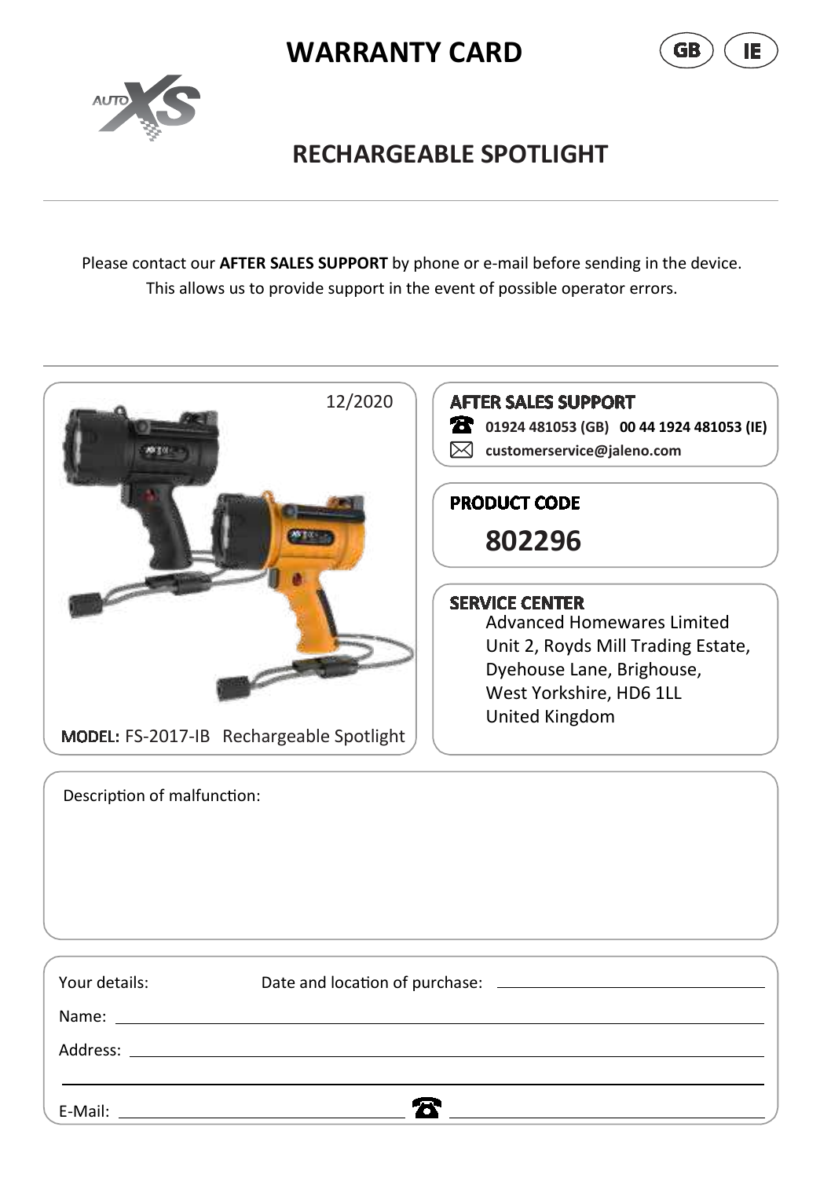# WARRANTY CARD

GB IE

AUTO XS

## RECHARGEABLE SPOTLIGHT

Please contact our **AFTER SALES SUPPORT** by phone or e-mail before sending in the device.
This allows us to provide support in the event of possible operator errors.

12/2020

MODEL: FS-2017-IB Rechargeable Spotlight

**AFTER SALES SUPPORT**

**01924 481053 (GB)** **00 44 1924 481053 (IE)**

**customerservice@jaleno.com**

**PRODUCT CODE**

**802296**

**SERVICE CENTER**

Advanced Homewares Limited
Unit 2, Royds Mill Trading Estate,
Dyehouse Lane, Brighouse,
West Yorkshire, HD6 1LL
United Kingdom

Description of malfunction:

Your details: Date and location of purchase: ____________________

Name: ____________________

Address: ____________________

____________________

E-Mail: ____________________ ☎ ____________________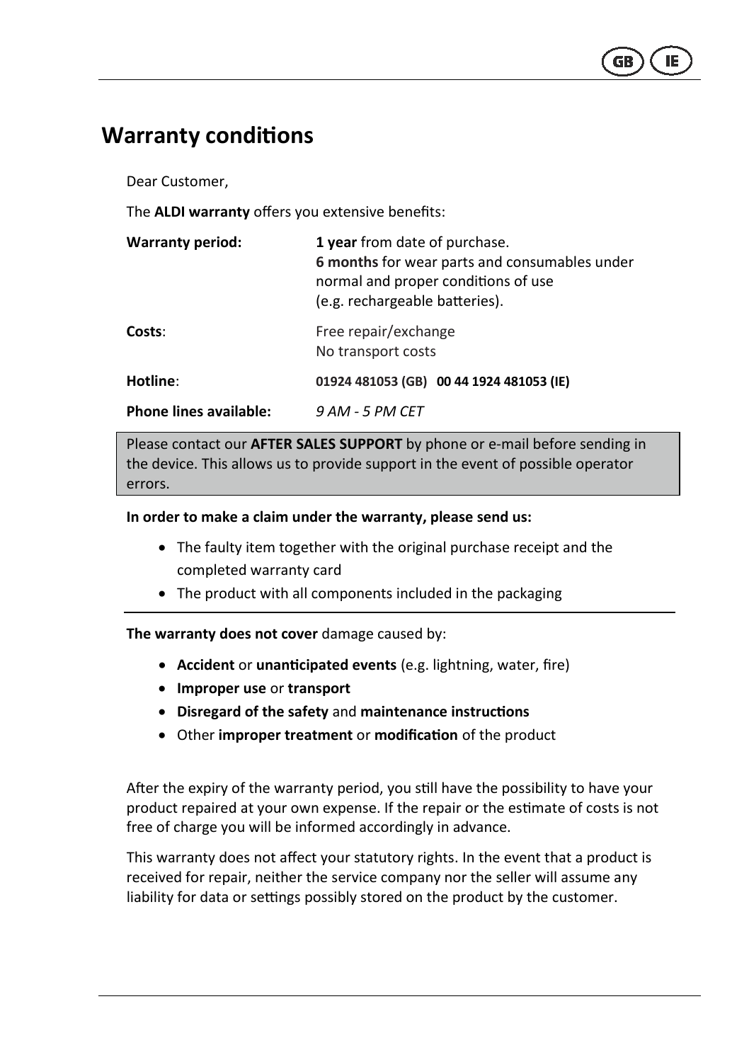# Warranty conditions

Dear Customer,

The **ALDI warranty** offers you extensive benefits:

| | |
|---|---|
| **Warranty period:** | **1 year** from date of purchase.<br>**6 months** for wear parts and consumables under normal and proper conditions of use (e.g. rechargeable batteries). |
| **Costs**: | Free repair/exchange<br>No transport costs |
| **Hotline**: | **01924 481053 (GB) 00 44 1924 481053 (IE)** |
| **Phone lines available:** | *9 AM - 5 PM CET* |

Please contact our **AFTER SALES SUPPORT** by phone or e-mail before sending in the device. This allows us to provide support in the event of possible operator errors.

**In order to make a claim under the warranty, please send us:**

- The faulty item together with the original purchase receipt and the completed warranty card
- The product with all components included in the packaging

**The warranty does not cover** damage caused by:

- **Accident** or **unanticipated events** (e.g. lightning, water, fire)
- **Improper use** or **transport**
- **Disregard of the safety** and **maintenance instructions**
- Other **improper treatment** or **modification** of the product

After the expiry of the warranty period, you still have the possibility to have your product repaired at your own expense. If the repair or the estimate of costs is not free of charge you will be informed accordingly in advance.

This warranty does not affect your statutory rights. In the event that a product is received for repair, neither the service company nor the seller will assume any liability for data or settings possibly stored on the product by the customer.